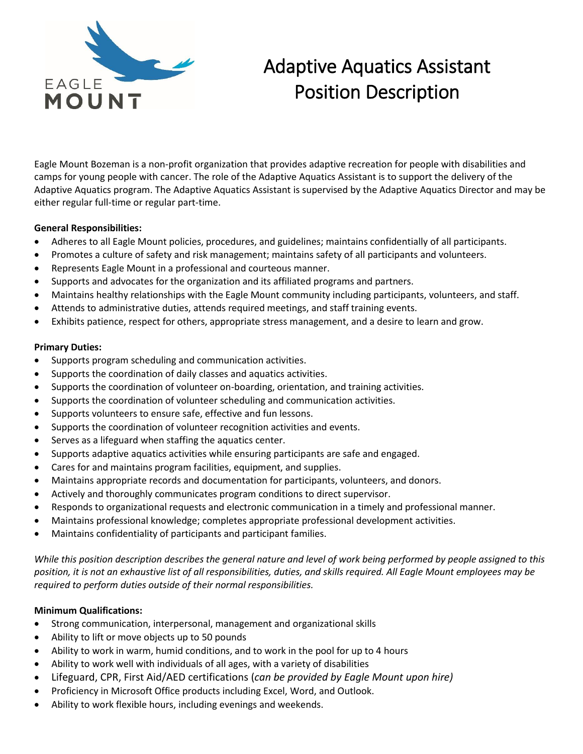# Adaptive Aquatics Assistant Position Description

Eagle Mount Bozeman is a non-profit organization that provides adaptive recreation for people with disabilities and camps for young people with cancer. The role of the Adaptive Aquatics Assistant is to support the delivery of the Adaptive Aquatics program. The Adaptive Aquatics Assistant is supervised by the Adaptive Aquatics Director and may be either regular full-time or regular part-time.

**General Responsibilities:**

- Adheres to all Eagle Mount policies, procedures, and guidelines; maintains confidentially of all participants.
- Promotes a culture of safety and risk management; maintains safety of all participants and volunteers.
- Represents Eagle Mount in a professional and courteous manner.
- Supports and advocates for the organization and its affiliated programs and partners.
- Maintains healthy relationships with the Eagle Mount community including participants, volunteers, and staff.
- Attends to administrative duties, attends required meetings, and staff training events.
- Exhibits patience, respect for others, appropriate stress management, and a desire to learn and grow.

**Primary Duties:**

- Supports program scheduling and communication activities.
- Supports the coordination of daily classes and aquatics activities.
- Supports the coordination of volunteer on-boarding, orientation, and training activities.
- Supports the coordination of volunteer scheduling and communication activities.
- Supports volunteers to ensure safe, effective and fun lessons.
- Supports the coordination of volunteer recognition activities and events.
- Serves as a lifeguard when staffing the aquatics center.
- Supports adaptive aquatics activities while ensuring participants are safe and engaged.
- Cares for and maintains program facilities, equipment, and supplies.
- Maintains appropriate records and documentation for participants, volunteers, and donors.
- Actively and thoroughly communicates program conditions to direct supervisor.
- Responds to organizational requests and electronic communication in a timely and professional manner.
- Maintains professional knowledge; completes appropriate professional development activities.
- Maintains confidentiality of participants and participant families.

*While this position description describes the general nature and level of work being performed by people assigned to this position, it is not an exhaustive list of all responsibilities, duties, and skills required. All Eagle Mount employees may be required to perform duties outside of their normal responsibilities.*

**Minimum Qualifications:**

- Strong communication, interpersonal, management and organizational skills
- Ability to lift or move objects up to 50 pounds
- Ability to work in warm, humid conditions, and to work in the pool for up to 4 hours
- Ability to work well with individuals of all ages, with a variety of disabilities
- Lifeguard, CPR, First Aid/AED certifications (*can be provided by Eagle Mount upon hire)*
- Proficiency in Microsoft Office products including Excel, Word, and Outlook.
- Ability to work flexible hours, including evenings and weekends.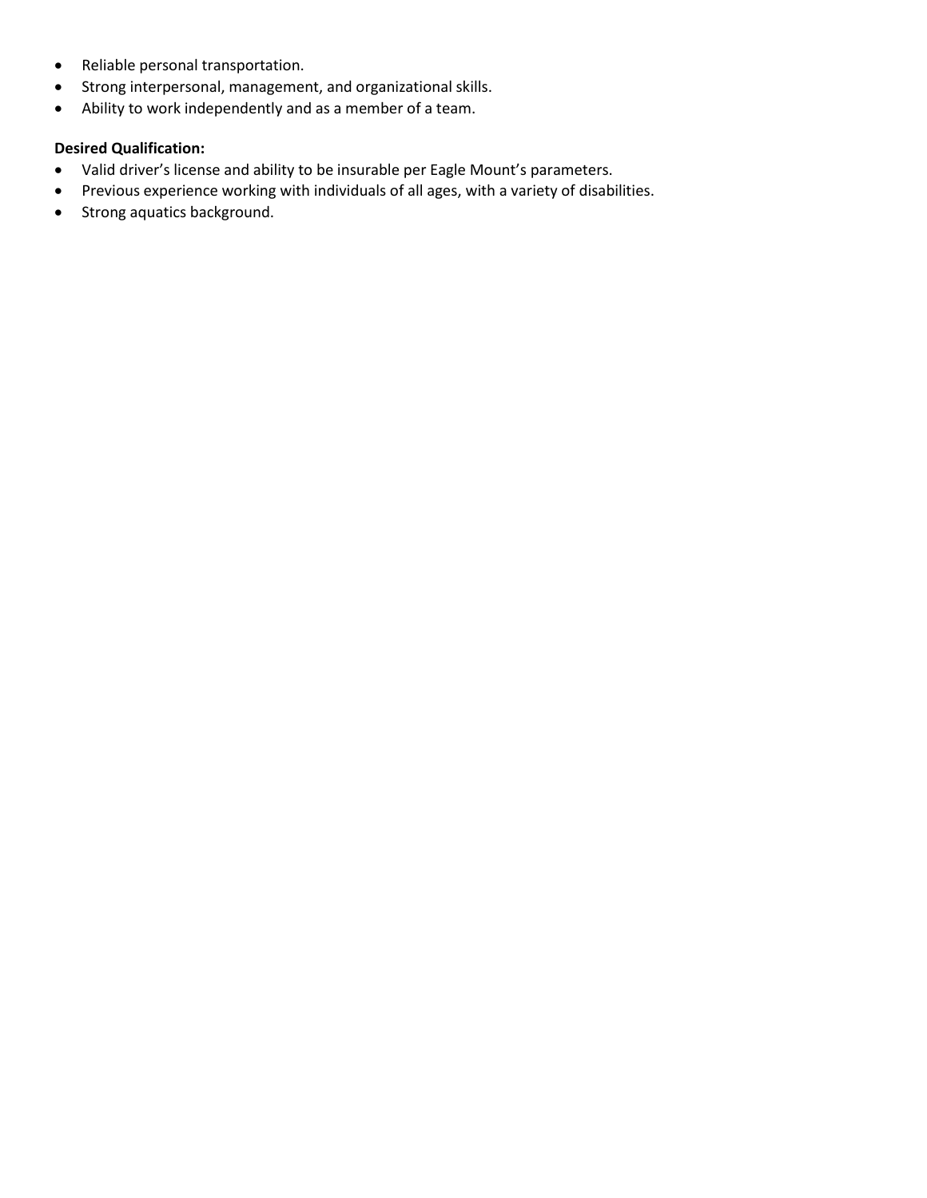- Reliable personal transportation.
- Strong interpersonal, management, and organizational skills.
- Ability to work independently and as a member of a team.

**Desired Qualification:**

- Valid driver's license and ability to be insurable per Eagle Mount's parameters.
- Previous experience working with individuals of all ages, with a variety of disabilities.
- Strong aquatics background.